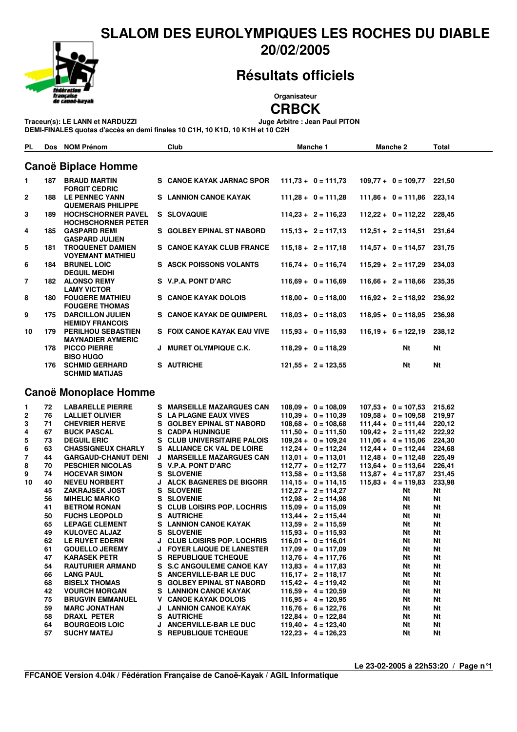# SLALOM DES EUROLYMPIQUES LES ROCHES DU DIABLE

## 20/02/2005

## Résultats officiels

Organisateur

**CRBCK**

**Traceur(s): LE LANN et NARDUZZI** **Juge Arbitre : Jean Paul PITON**

**DEMI-FINALES quotas d'accès en demi finales 10 C1H, 10 K1D, 10 K1H et 10 C2H**

### Canoë Biplace Homme

| Pl. | Dos | NOM Prénom | | Club | Manche 1 | Manche 2 | Total |
|---|---|---|---|---|---|---|---|
| 1 | 187 | BRAUD MARTIN<br>FORGIT CEDRIC | S | CANOE KAYAK JARNAC SPOR | 111,73 + 0 = 111,73 | 109,77 + 0 = 109,77 | 221,50 |
| 2 | 188 | LE PENNEC YANN<br>QUEMERAIS PHILIPPE | S | LANNION CANOE KAYAK | 111,28 + 0 = 111,28 | 111,86 + 0 = 111,86 | 223,14 |
| 3 | 189 | HOCHSCHORNER PAVEL<br>HOCHSCHORNER PETER | S | SLOVAQUIE | 114,23 + 2 = 116,23 | 112,22 + 0 = 112,22 | 228,45 |
| 4 | 185 | GASPARD REMI<br>GASPARD JULIEN | S | GOLBEY EPINAL ST NABORD | 115,13 + 2 = 117,13 | 112,51 + 2 = 114,51 | 231,64 |
| 5 | 181 | TROQUENET DAMIEN<br>VOYEMANT MATHIEU | S | CANOE KAYAK CLUB FRANCE | 115,18 + 2 = 117,18 | 114,57 + 0 = 114,57 | 231,75 |
| 6 | 184 | BRUNEL LOIC<br>DEGUIL MEDHI | S | ASCK POISSONS VOLANTS | 116,74 + 0 = 116,74 | 115,29 + 2 = 117,29 | 234,03 |
| 7 | 182 | ALONSO REMY<br>LAMY VICTOR | S | V.P.A. PONT D'ARC | 116,69 + 0 = 116,69 | 116,66 + 2 = 118,66 | 235,35 |
| 8 | 180 | FOUGERE MATHIEU<br>FOUGERE THOMAS | S | CANOE KAYAK DOLOIS | 118,00 + 0 = 118,00 | 116,92 + 2 = 118,92 | 236,92 |
| 9 | 175 | DARCILLON JULIEN<br>HEMIDY FRANCOIS | S | CANOE KAYAK DE QUIMPERL | 118,03 + 0 = 118,03 | 118,95 + 0 = 118,95 | 236,98 |
| 10 | 179 | PERILHOU SEBASTIEN<br>MAYNADIER AYMERIC | S | FOIX CANOE KAYAK EAU VIVE | 115,93 + 0 = 115,93 | 116,19 + 6 = 122,19 | 238,12 |
| | 178 | PICCO PIERRE<br>BISO HUGO | J | MURET OLYMPIQUE C.K. | 118,29 + 0 = 118,29 | Nt | Nt |
| | 176 | SCHMID GERHARD<br>SCHMID MATIJAS | S | AUTRICHE | 121,55 + 2 = 123,55 | Nt | Nt |

### Canoë Monoplace Homme

| Pl. | Dos | NOM Prénom | | Club | Manche 1 | Manche 2 | Total |
|---|---|---|---|---|---|---|---|
| 1 | 72 | LABARELLE PIERRE | S | MARSEILLE MAZARGUES CAN | 108,09 + 0 = 108,09 | 107,53 + 0 = 107,53 | 215,62 |
| 2 | 76 | LALLIET OLIVIER | S | LA PLAGNE EAUX VIVES | 110,39 + 0 = 110,39 | 109,58 + 0 = 109,58 | 219,97 |
| 3 | 71 | CHEVRIER HERVE | S | GOLBEY EPINAL ST NABORD | 108,68 + 0 = 108,68 | 111,44 + 0 = 111,44 | 220,12 |
| 4 | 67 | BUCK PASCAL | S | CADPA HUNINGUE | 111,50 + 0 = 111,50 | 109,42 + 2 = 111,42 | 222,92 |
| 5 | 73 | DEGUIL ERIC | S | CLUB UNIVERSITAIRE PALOIS | 109,24 + 0 = 109,24 | 111,06 + 4 = 115,06 | 224,30 |
| 6 | 63 | CHASSIGNEUX CHARLY | S | ALLIANCE CK VAL DE LOIRE | 112,24 + 0 = 112,24 | 112,44 + 0 = 112,44 | 224,68 |
| 7 | 44 | GARGAUD-CHANUT DENI | J | MARSEILLE MAZARGUES CAN | 113,01 + 0 = 113,01 | 112,48 + 0 = 112,48 | 225,49 |
| 8 | 70 | PESCHIER NICOLAS | S | V.P.A. PONT D'ARC | 112,77 + 0 = 112,77 | 113,64 + 0 = 113,64 | 226,41 |
| 9 | 74 | HOCEVAR SIMON | S | SLOVENIE | 113,58 + 0 = 113,58 | 113,87 + 4 = 117,87 | 231,45 |
| 10 | 40 | NEVEU NORBERT | J | ALCK BAGNERES DE BIGORR | 114,15 + 0 = 114,15 | 115,83 + 4 = 119,83 | 233,98 |
| | 45 | ZAKRAJSEK JOST | S | SLOVENIE | 112,27 + 2 = 114,27 | Nt | Nt |
| | 56 | MIHELIC MARKO | S | SLOVENIE | 112,98 + 2 = 114,98 | Nt | Nt |
| | 41 | BETROM RONAN | S | CLUB LOISIRS POP. LOCHRIS | 115,09 + 0 = 115,09 | Nt | Nt |
| | 50 | FUCHS LEOPOLD | S | AUTRICHE | 113,44 + 2 = 115,44 | Nt | Nt |
| | 65 | LEPAGE CLEMENT | S | LANNION CANOE KAYAK | 113,59 + 2 = 115,59 | Nt | Nt |
| | 49 | KULOVEC ALJAZ | S | SLOVENIE | 115,93 + 0 = 115,93 | Nt | Nt |
| | 62 | LE RUYET EDERN | J | CLUB LOISIRS POP. LOCHRIS | 116,01 + 0 = 116,01 | Nt | Nt |
| | 61 | GOUELLO JEREMY | J | FOYER LAIQUE DE LANESTER | 117,09 + 0 = 117,09 | Nt | Nt |
| | 47 | KARASEK PETR | S | REPUBLIQUE TCHEQUE | 113,76 + 4 = 117,76 | Nt | Nt |
| | 54 | RAUTURIER ARMAND | S | S.C ANGOULEME CANOE KAY | 113,83 + 4 = 117,83 | Nt | Nt |
| | 66 | LANG PAUL | S | ANCERVILLE-BAR LE DUC | 116,17 + 2 = 118,17 | Nt | Nt |
| | 68 | BISELX THOMAS | S | GOLBEY EPINAL ST NABORD | 115,42 + 4 = 119,42 | Nt | Nt |
| | 42 | VOURCH MORGAN | S | LANNION CANOE KAYAK | 116,59 + 4 = 120,59 | Nt | Nt |
| | 75 | BRUGVIN EMMANUEL | V | CANOE KAYAK DOLOIS | 116,95 + 4 = 120,95 | Nt | Nt |
| | 59 | MARC JONATHAN | J | LANNION CANOE KAYAK | 116,76 + 6 = 122,76 | Nt | Nt |
| | 58 | DRAXL PETER | S | AUTRICHE | 122,84 + 0 = 122,84 | Nt | Nt |
| | 64 | BOURGEOIS LOIC | J | ANCERVILLE-BAR LE DUC | 119,40 + 4 = 123,40 | Nt | Nt |
| | 57 | SUCHY MATEJ | S | REPUBLIQUE TCHEQUE | 122,23 + 4 = 126,23 | Nt | Nt |

Le 23-02-2005 à 22h53:20

FFCANOE Version 4.04k / Fédération Française de Canoë-Kayak / AGIL Informatique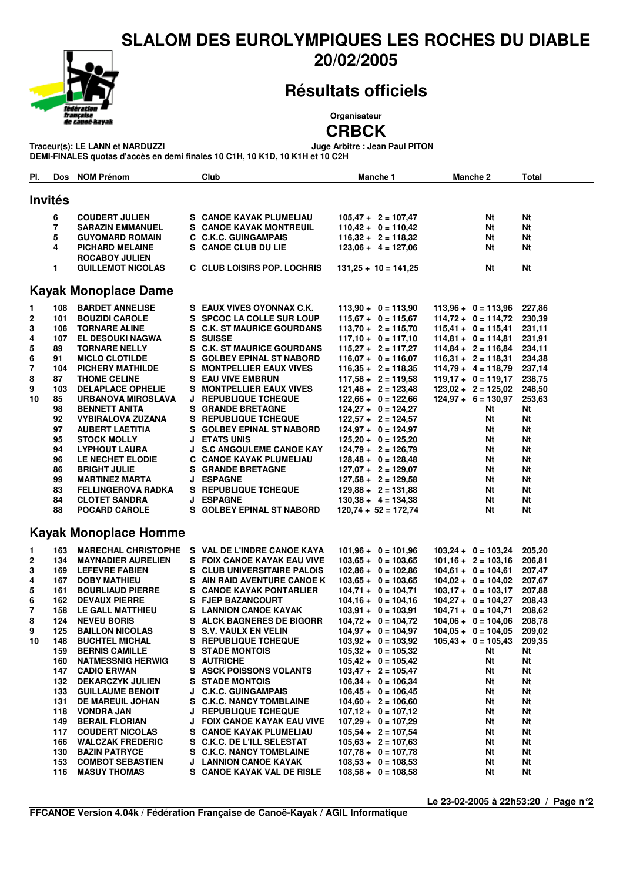# SLALOM DES EUROLYMPIQUES LES ROCHES DU DIABLE

## 20/02/2005

## Résultats officiels

Organisateur

**CRBCK**

Traceur(s): LE LANN et NARDUZZI — Juge Arbitre : Jean Paul PITON

DEMI-FINALES quotas d'accès en demi finales 10 C1H, 10 K1D, 10 K1H et 10 C2H

### Invités

| Pl. | Dos | NOM Prénom | | Club | Manche 1 | Manche 2 | Total |
|---|---|---|---|---|---|---|---|
| | 6 | COUDERT JULIEN | S | CANOE KAYAK PLUMELIAU | 105,47 + 2 = 107,47 | Nt | Nt |
| | 7 | SARAZIN EMMANUEL | S | CANOE KAYAK MONTREUIL | 110,42 + 0 = 110,42 | Nt | Nt |
| | 5 | GUYOMARD ROMAIN | C | C.K.C. GUINGAMPAIS | 116,32 + 2 = 118,32 | Nt | Nt |
| | 4 | PICHARD MELANIE / ROCABOY JULIEN | S | CANOE CLUB DU LIE | 123,06 + 4 = 127,06 | Nt | Nt |
| | 1 | GUILLEMOT NICOLAS | C | CLUB LOISIRS POP. LOCHRIS | 131,25 + 10 = 141,25 | Nt | Nt |

### Kayak Monoplace Dame

| Pl. | Dos | NOM Prénom | | Club | Manche 1 | Manche 2 | Total |
|---|---|---|---|---|---|---|---|
| 1 | 108 | BARDET ANNELISE | S | EAUX VIVES OYONNAX C.K. | 113,90 + 0 = 113,90 | 113,96 + 0 = 113,96 | 227,86 |
| 2 | 101 | BOUZIDI CAROLE | S | SPCOC LA COLLE SUR LOUP | 115,67 + 0 = 115,67 | 114,72 + 0 = 114,72 | 230,39 |
| 3 | 106 | TORNARE ALINE | S | C.K. ST MAURICE GOURDANS | 113,70 + 2 = 115,70 | 115,41 + 0 = 115,41 | 231,11 |
| 4 | 107 | EL DESOUKI NAGWA | S | SUISSE | 117,10 + 0 = 117,10 | 114,81 + 0 = 114,81 | 231,91 |
| 5 | 89 | TORNARE NELLY | S | C.K. ST MAURICE GOURDANS | 115,27 + 2 = 117,27 | 114,84 + 2 = 116,84 | 234,11 |
| 6 | 91 | MICLO CLOTILDE | S | GOLBEY EPINAL ST NABORD | 116,07 + 0 = 116,07 | 116,31 + 2 = 118,31 | 234,38 |
| 7 | 104 | PICHERY MATHILDE | S | MONTPELLIER EAUX VIVES | 116,35 + 2 = 118,35 | 114,79 + 4 = 118,79 | 237,14 |
| 8 | 87 | THOME CELINE | S | EAU VIVE EMBRUN | 117,58 + 2 = 119,58 | 119,17 + 0 = 119,17 | 238,75 |
| 9 | 103 | DELAPLACE OPHELIE | S | MONTPELLIER EAUX VIVES | 121,48 + 2 = 123,48 | 123,02 + 2 = 125,02 | 248,50 |
| 10 | 85 | URBANOVA MIROSLAVA | J | REPUBLIQUE TCHEQUE | 122,66 + 0 = 122,66 | 124,97 + 6 = 130,97 | 253,63 |
| | 98 | BENNETT ANITA | S | GRANDE BRETAGNE | 124,27 + 0 = 124,27 | Nt | Nt |
| | 92 | VYBIRALOVA ZUZANA | S | REPUBLIQUE TCHEQUE | 122,57 + 2 = 124,57 | Nt | Nt |
| | 97 | AUBERT LAETITIA | S | GOLBEY EPINAL ST NABORD | 124,97 + 0 = 124,97 | Nt | Nt |
| | 95 | STOCK MOLLY | J | ETATS UNIS | 125,20 + 0 = 125,20 | Nt | Nt |
| | 94 | LYPHOUT LAURA | J | S.C ANGOULEME CANOE KAY | 124,79 + 2 = 126,79 | Nt | Nt |
| | 96 | LE NECHET ELODIE | C | CANOE KAYAK PLUMELIAU | 128,48 + 0 = 128,48 | Nt | Nt |
| | 86 | BRIGHT JULIE | S | GRANDE BRETAGNE | 127,07 + 2 = 129,07 | Nt | Nt |
| | 99 | MARTINEZ MARTA | J | ESPAGNE | 127,58 + 2 = 129,58 | Nt | Nt |
| | 83 | FELLINGEROVA RADKA | S | REPUBLIQUE TCHEQUE | 129,88 + 2 = 131,88 | Nt | Nt |
| | 84 | CLOTET SANDRA | J | ESPAGNE | 130,38 + 4 = 134,38 | Nt | Nt |
| | 88 | POCARD CAROLE | S | GOLBEY EPINAL ST NABORD | 120,74 + 52 = 172,74 | Nt | Nt |

### Kayak Monoplace Homme

| Pl. | Dos | NOM Prénom | | Club | Manche 1 | Manche 2 | Total |
|---|---|---|---|---|---|---|---|
| 1 | 163 | MARECHAL CHRISTOPHE | S | VAL DE L'INDRE CANOE KAYA | 101,96 + 0 = 101,96 | 103,24 + 0 = 103,24 | 205,20 |
| 2 | 134 | MAYNADIER AURELIEN | S | FOIX CANOE KAYAK EAU VIVE | 103,65 + 0 = 103,65 | 101,16 + 2 = 103,16 | 206,81 |
| 3 | 169 | LEFEVRE FABIEN | S | CLUB UNIVERSITAIRE PALOIS | 102,86 + 0 = 102,86 | 104,61 + 0 = 104,61 | 207,47 |
| 4 | 167 | DOBY MATHIEU | S | AIN RAID AVENTURE CANOE K | 103,65 + 0 = 103,65 | 104,02 + 0 = 104,02 | 207,67 |
| 5 | 161 | BOURLIAUD PIERRE | S | CANOE KAYAK PONTARLIER | 104,71 + 0 = 104,71 | 103,17 + 0 = 103,17 | 207,88 |
| 6 | 162 | DEVAUX PIERRE | S | FJEP BAZANCOURT | 104,16 + 0 = 104,16 | 104,27 + 0 = 104,27 | 208,43 |
| 7 | 158 | LE GALL MATTHIEU | S | LANNION CANOE KAYAK | 103,91 + 0 = 103,91 | 104,71 + 0 = 104,71 | 208,62 |
| 8 | 124 | NEVEU BORIS | S | ALCK BAGNERES DE BIGORR | 104,72 + 0 = 104,72 | 104,06 + 0 = 104,06 | 208,78 |
| 9 | 125 | BAILLON NICOLAS | S | S.V. VAULX EN VELIN | 104,97 + 0 = 104,97 | 104,05 + 0 = 104,05 | 209,02 |
| 10 | 148 | BUCHTEL MICHAL | S | REPUBLIQUE TCHEQUE | 103,92 + 0 = 103,92 | 105,43 + 0 = 105,43 | 209,35 |
| | 159 | BERNIS CAMILLE | S | STADE MONTOIS | 105,32 + 0 = 105,32 | Nt | Nt |
| | 160 | NATMESSNIG HERWIG | S | AUTRICHE | 105,42 + 0 = 105,42 | Nt | Nt |
| | 147 | CADIO ERWAN | S | ASCK POISSONS VOLANTS | 103,47 + 2 = 105,47 | Nt | Nt |
| | 132 | DEKARCZYK JULIEN | S | STADE MONTOIS | 106,34 + 0 = 106,34 | Nt | Nt |
| | 133 | GUILLAUME BENOIT | J | C.K.C. GUINGAMPAIS | 106,45 + 0 = 106,45 | Nt | Nt |
| | 131 | DE MAREUIL JOHAN | S | C.K.C. NANCY TOMBLAINE | 104,60 + 2 = 106,60 | Nt | Nt |
| | 118 | VONDRA JAN | J | REPUBLIQUE TCHEQUE | 107,12 + 0 = 107,12 | Nt | Nt |
| | 149 | BERAIL FLORIAN | J | FOIX CANOE KAYAK EAU VIVE | 107,29 + 0 = 107,29 | Nt | Nt |
| | 117 | COUDERT NICOLAS | S | CANOE KAYAK PLUMELIAU | 105,54 + 2 = 107,54 | Nt | Nt |
| | 166 | WALCZAK FREDERIC | S | C.K.C. DE L'ILL SELESTAT | 105,63 + 2 = 107,63 | Nt | Nt |
| | 130 | BAZIN PATRYCE | S | C.K.C. NANCY TOMBLAINE | 107,78 + 0 = 107,78 | Nt | Nt |
| | 153 | COMBOT SEBASTIEN | J | LANNION CANOE KAYAK | 108,53 + 0 = 108,53 | Nt | Nt |
| | 116 | MASUY THOMAS | S | CANOE KAYAK VAL DE RISLE | 108,58 + 0 = 108,58 | Nt | Nt |

Le 23-02-2005 à 22h53:20

FFCANOE Version 4.04k / Fédération Française de Canoë-Kayak / AGIL Informatique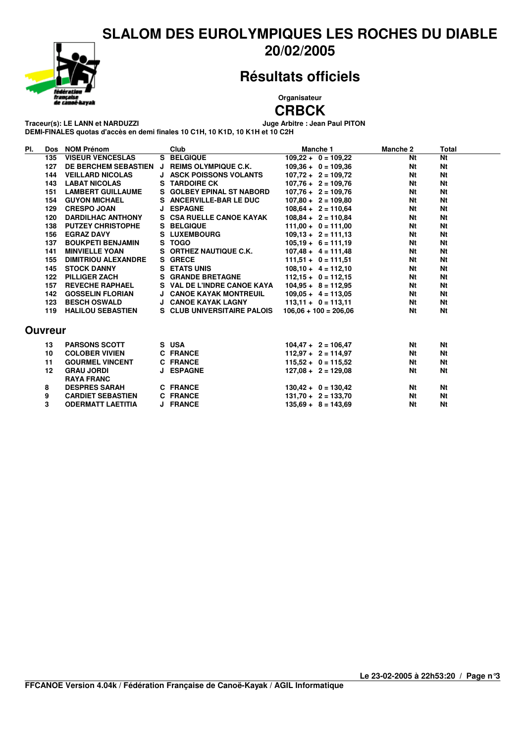# SLALOM DES EUROLYMPIQUES LES ROCHES DU DIABLE

## 20/02/2005

## Résultats officiels

Organisateur

**CRBCK**

**Traceur(s): LE LANN et NARDUZZI** **Juge Arbitre : Jean Paul PITON**

**DEMI-FINALES quotas d'accès en demi finales 10 C1H, 10 K1D, 10 K1H et 10 C2H**

| Pl. | Dos | NOM Prénom | | Club | Manche 1 | Manche 2 | Total |
|---|---|---|---|---|---|---|---|
| | 135 | VISEUR VENCESLAS | S | BELGIQUE | 109,22 + 0 = 109,22 | Nt | Nt |
| | 127 | DE BERCHEM SEBASTIEN | J | REIMS OLYMPIQUE C.K. | 109,36 + 0 = 109,36 | Nt | Nt |
| | 144 | VEILLARD NICOLAS | J | ASCK POISSONS VOLANTS | 107,72 + 2 = 109,72 | Nt | Nt |
| | 143 | LABAT NICOLAS | S | TARDOIRE CK | 107,76 + 2 = 109,76 | Nt | Nt |
| | 151 | LAMBERT GUILLAUME | S | GOLBEY EPINAL ST NABORD | 107,76 + 2 = 109,76 | Nt | Nt |
| | 154 | GUYON MICHAEL | S | ANCERVILLE-BAR LE DUC | 107,80 + 2 = 109,80 | Nt | Nt |
| | 129 | CRESPO JOAN | J | ESPAGNE | 108,64 + 2 = 110,64 | Nt | Nt |
| | 120 | DARDILHAC ANTHONY | S | CSA RUELLE CANOE KAYAK | 108,84 + 2 = 110,84 | Nt | Nt |
| | 138 | PUTZEY CHRISTOPHE | S | BELGIQUE | 111,00 + 0 = 111,00 | Nt | Nt |
| | 156 | EGRAZ DAVY | S | LUXEMBOURG | 109,13 + 2 = 111,13 | Nt | Nt |
| | 137 | BOUKPETI BENJAMIN | S | TOGO | 105,19 + 6 = 111,19 | Nt | Nt |
| | 141 | MINVIELLE YOAN | S | ORTHEZ NAUTIQUE C.K. | 107,48 + 4 = 111,48 | Nt | Nt |
| | 155 | DIMITRIOU ALEXANDRE | S | GRECE | 111,51 + 0 = 111,51 | Nt | Nt |
| | 145 | STOCK DANNY | S | ETATS UNIS | 108,10 + 4 = 112,10 | Nt | Nt |
| | 122 | PILLIGER ZACH | S | GRANDE BRETAGNE | 112,15 + 0 = 112,15 | Nt | Nt |
| | 157 | REVECHE RAPHAEL | S | VAL DE L'INDRE CANOE KAYA | 104,95 + 8 = 112,95 | Nt | Nt |
| | 142 | GOSSELIN FLORIAN | J | CANOE KAYAK MONTREUIL | 109,05 + 4 = 113,05 | Nt | Nt |
| | 123 | BESCH OSWALD | J | CANOE KAYAK LAGNY | 113,11 + 0 = 113,11 | Nt | Nt |
| | 119 | HALILOU SEBASTIEN | S | CLUB UNIVERSITAIRE PALOIS | 106,06 + 100 = 206,06 | Nt | Nt |

## Ouvreur

| Pl. | Dos | NOM Prénom | | Club | Manche 1 | Manche 2 | Total |
|---|---|---|---|---|---|---|---|
| | 13 | PARSONS SCOTT | S | USA | 104,47 + 2 = 106,47 | Nt | Nt |
| | 10 | COLOBER VIVIEN | C | FRANCE | 112,97 + 2 = 114,97 | Nt | Nt |
| | 11 | GOURMEL VINCENT | C | FRANCE | 115,52 + 0 = 115,52 | Nt | Nt |
| | 12 | GRAU JORDI<br>RAYA FRANC | J | ESPAGNE | 127,08 + 2 = 129,08 | Nt | Nt |
| | 8 | DESPRES SARAH | C | FRANCE | 130,42 + 0 = 130,42 | Nt | Nt |
| | 9 | CARDIET SEBASTIEN | C | FRANCE | 131,70 + 2 = 133,70 | Nt | Nt |
| | 3 | ODERMATT LAETITIA | J | FRANCE | 135,69 + 8 = 143,69 | Nt | Nt |

Le 23-02-2005 à 22h53:20

FFCANOE Version 4.04k / Fédération Française de Canoë-Kayak / AGIL Informatique